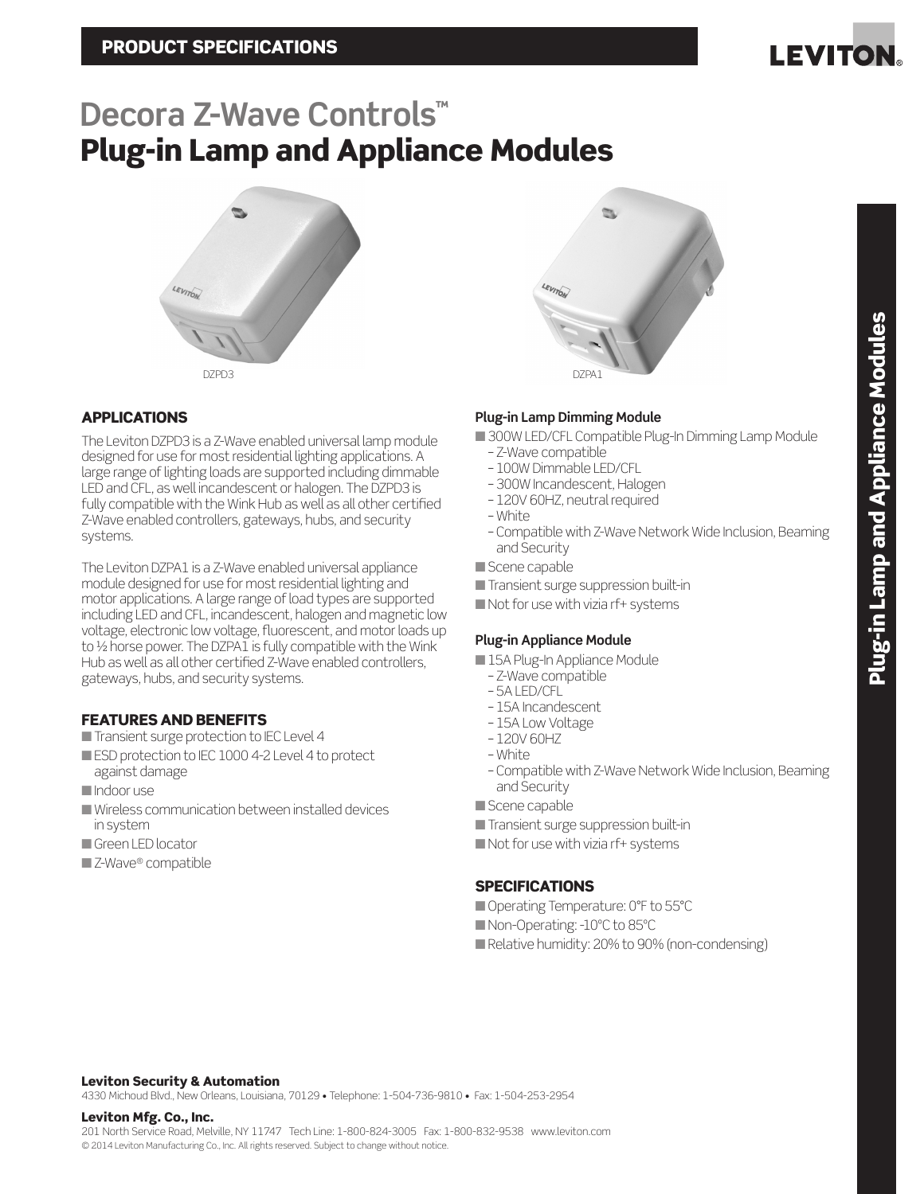# Decora Z-Wave Controls™

# Plug-in Lamp and Appliance Modules

DZPD3

DZPA1

## APPLICATIONS

The Leviton DZPD3 is a Z-Wave enabled universal lamp module designed for use for most residential lighting applications. A large range of lighting loads are supported including dimmable LED and CFL, as well incandescent or halogen. The DZPD3 is fully compatible with the Wink Hub as well as all other certified Z-Wave enabled controllers, gateways, hubs, and security systems.

The Leviton DZPA1 is a Z-Wave enabled universal appliance module designed for use for most residential lighting and motor applications. A large range of load types are supported including LED and CFL, incandescent, halogen and magnetic low voltage, electronic low voltage, fluorescent, and motor loads up to ½ horse power. The DZPA1 is fully compatible with the Wink Hub as well as all other certified Z-Wave enabled controllers, gateways, hubs, and security systems.

## FEATURES AND BENEFITS

- Transient surge protection to IEC Level 4
- ESD protection to IEC 1000 4-2 Level 4 to protect against damage
- Indoor use
- Wireless communication between installed devices in system
- Green LED locator
- Z-Wave® compatible

### Plug-in Lamp Dimming Module

- 300W LED/CFL Compatible Plug-In Dimming Lamp Module
  - Z-Wave compatible
  - 100W Dimmable LED/CFL
  - 300W Incandescent, Halogen
  - 120V 60HZ, neutral required
  - White
  - Compatible with Z-Wave Network Wide Inclusion, Beaming and Security
- Scene capable
- Transient surge suppression built-in
- Not for use with vizia rf+ systems

### Plug-in Appliance Module

- 15A Plug-In Appliance Module
  - Z-Wave compatible
  - 5A LED/CFL
  - 15A Incandescent
  - 15A Low Voltage
  - 120V 60HZ
  - White
  - Compatible with Z-Wave Network Wide Inclusion, Beaming and Security
- Scene capable
- Transient surge suppression built-in
- Not for use with vizia rf+ systems

## SPECIFICATIONS

- Operating Temperature: 0°F to 55°C
- Non-Operating: -10°C to 85°C
- Relative humidity: 20% to 90% (non-condensing)

**Leviton Security & Automation**
4330 Michoud Blvd., New Orleans, Louisiana, 70129 • Telephone: 1-504-736-9810 • Fax: 1-504-253-2954

**Leviton Mfg. Co., Inc.**
201 North Service Road, Melville, NY 11747 Tech Line: 1-800-824-3005 Fax: 1-800-832-9538 www.leviton.com
© 2014 Leviton Manufacturing Co., Inc. All rights reserved. Subject to change without notice.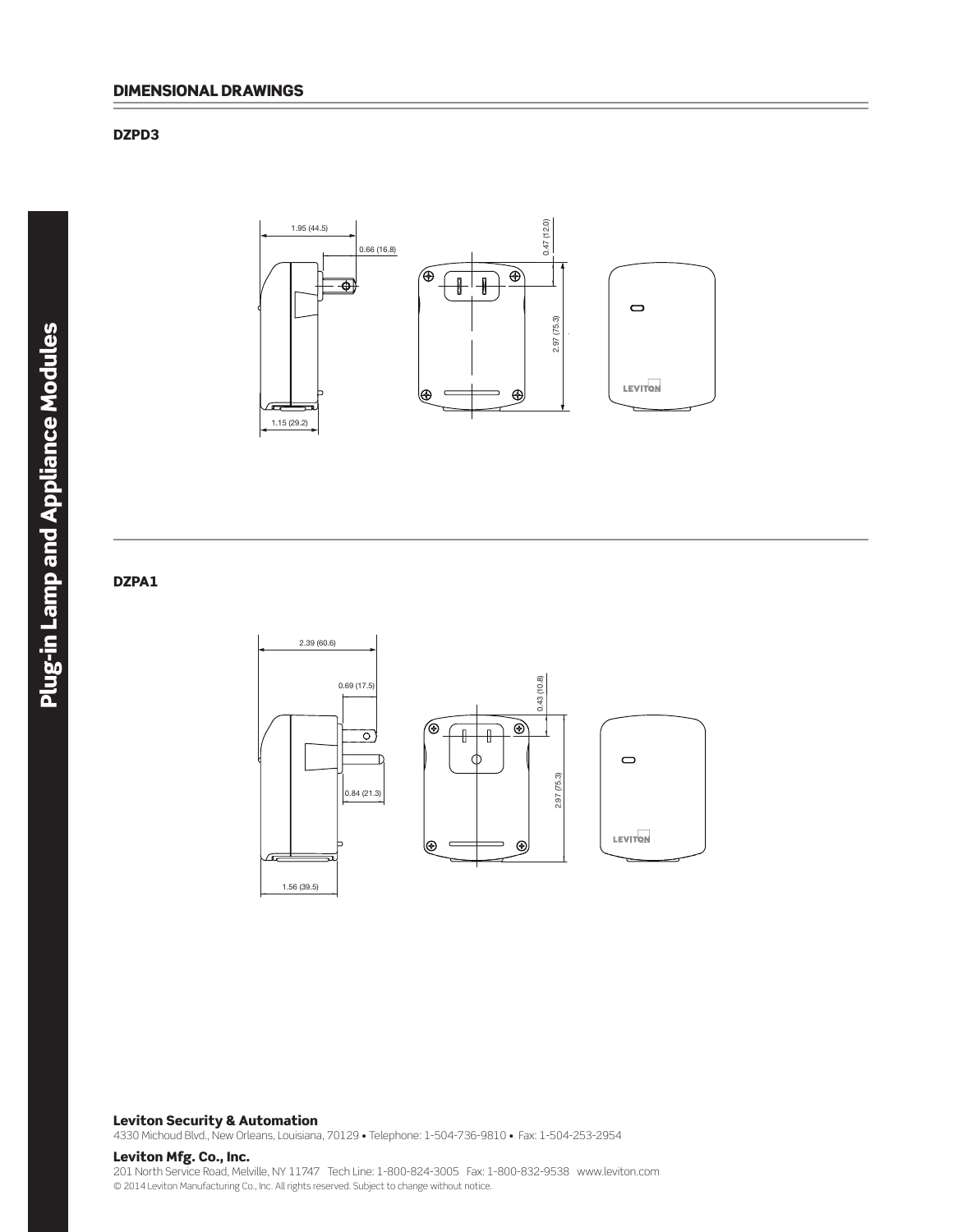## DIMENSIONAL DRAWINGS

### DZPD3

1.95 (44.5)

0.66 (16.8)

0.47 (12.0)

2.97 (75.3)

1.15 (29.2)

LEVITON

### DZPA1

2.39 (60.6)

0.69 (17.5)

0.43 (10.8)

0.84 (21.3)

2.97 (75.3)

1.56 (39.5)

LEVITON

**Leviton Security & Automation**
4330 Michoud Blvd., New Orleans, Louisiana, 70129 • Telephone: 1-504-736-9810 • Fax: 1-504-253-2954

**Leviton Mfg. Co., Inc.**
201 North Service Road, Melville, NY 11747 Tech Line: 1-800-824-3005 Fax: 1-800-832-9538 www.leviton.com
© 2014 Leviton Manufacturing Co., Inc. All rights reserved. Subject to change without notice.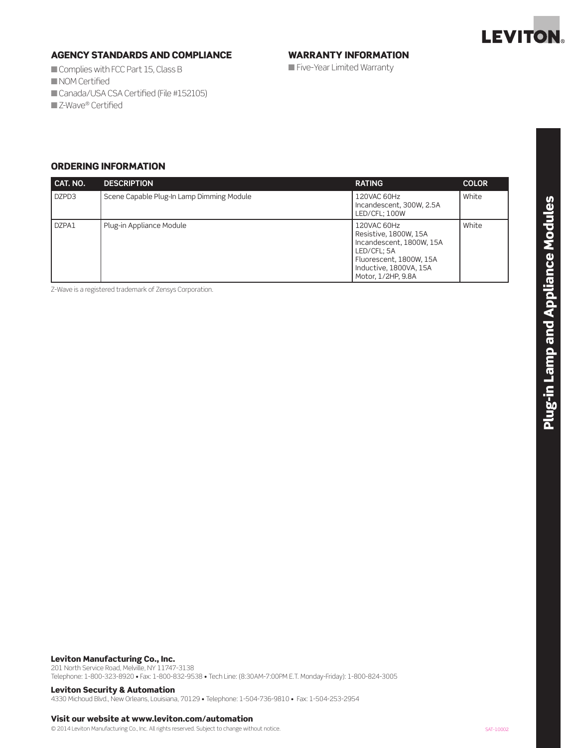## AGENCY STANDARDS AND COMPLIANCE

- Complies with FCC Part 15, Class B
- NOM Certified
- Canada/USA CSA Certified (File #152105)
- Z-Wave® Certified

## WARRANTY INFORMATION

- Five-Year Limited Warranty

## ORDERING INFORMATION

| CAT. NO. | DESCRIPTION | RATING | COLOR |
|---|---|---|---|
| DZPD3 | Scene Capable Plug-In Lamp Dimming Module | 120VAC 60Hz<br>Incandescent, 300W, 2.5A<br>LED/CFL; 100W | White |
| DZPA1 | Plug-in Appliance Module | 120VAC 60Hz<br>Resistive, 1800W, 15A<br>Incandescent, 1800W, 15A<br>LED/CFL; 5A<br>Fluorescent, 1800W, 15A<br>Inductive, 1800VA, 15A<br>Motor, 1/2HP, 9.8A | White |

Z-Wave is a registered trademark of Zensys Corporation.

**Leviton Manufacturing Co., Inc.**
201 North Service Road, Melville, NY 11747-3138
Telephone: 1-800-323-8920 • Fax: 1-800-832-9538 • Tech Line: (8:30AM-7:00PM E.T. Monday-Friday): 1-800-824-3005

**Leviton Security & Automation**
4330 Michoud Blvd., New Orleans, Louisiana, 70129 • Telephone: 1-504-736-9810 • Fax: 1-504-253-2954

**Visit our website at www.leviton.com/automation**
© 2014 Leviton Manufacturing Co., Inc. All rights reserved. Subject to change without notice.

SAT-10002